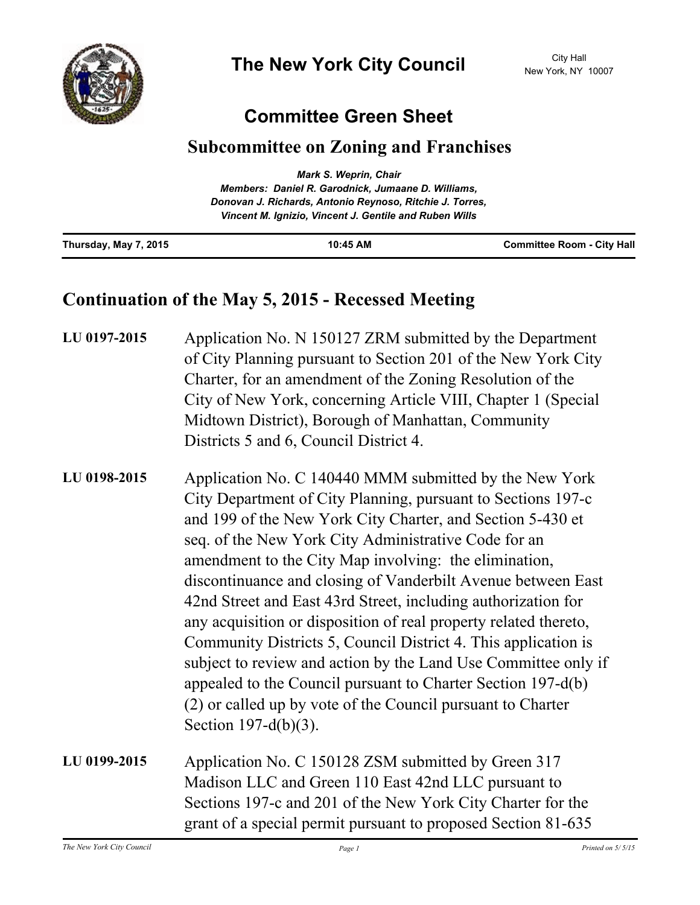# The New York City Council

City Hall
New York, NY 10007

## Committee Green Sheet

## Subcommittee on Zoning and Franchises

*Mark S. Weprin, Chair*
*Members: Daniel R. Garodnick, Jumaane D. Williams, Donovan J. Richards, Antonio Reynoso, Ritchie J. Torres, Vincent M. Ignizio, Vincent J. Gentile and Ruben Wills*

| Thursday, May 7, 2015 | 10:45 AM | Committee Room - City Hall |
|---|---|---|

## Continuation of the May 5, 2015 - Recessed Meeting

**LU 0197-2015** Application No. N 150127 ZRM submitted by the Department of City Planning pursuant to Section 201 of the New York City Charter, for an amendment of the Zoning Resolution of the City of New York, concerning Article VIII, Chapter 1 (Special Midtown District), Borough of Manhattan, Community Districts 5 and 6, Council District 4.

**LU 0198-2015** Application No. C 140440 MMM submitted by the New York City Department of City Planning, pursuant to Sections 197-c and 199 of the New York City Charter, and Section 5-430 et seq. of the New York City Administrative Code for an amendment to the City Map involving: the elimination, discontinuance and closing of Vanderbilt Avenue between East 42nd Street and East 43rd Street, including authorization for any acquisition or disposition of real property related thereto, Community Districts 5, Council District 4. This application is subject to review and action by the Land Use Committee only if appealed to the Council pursuant to Charter Section 197-d(b)(2) or called up by vote of the Council pursuant to Charter Section 197-d(b)(3).

**LU 0199-2015** Application No. C 150128 ZSM submitted by Green 317 Madison LLC and Green 110 East 42nd LLC pursuant to Sections 197-c and 201 of the New York City Charter for the grant of a special permit pursuant to proposed Section 81-635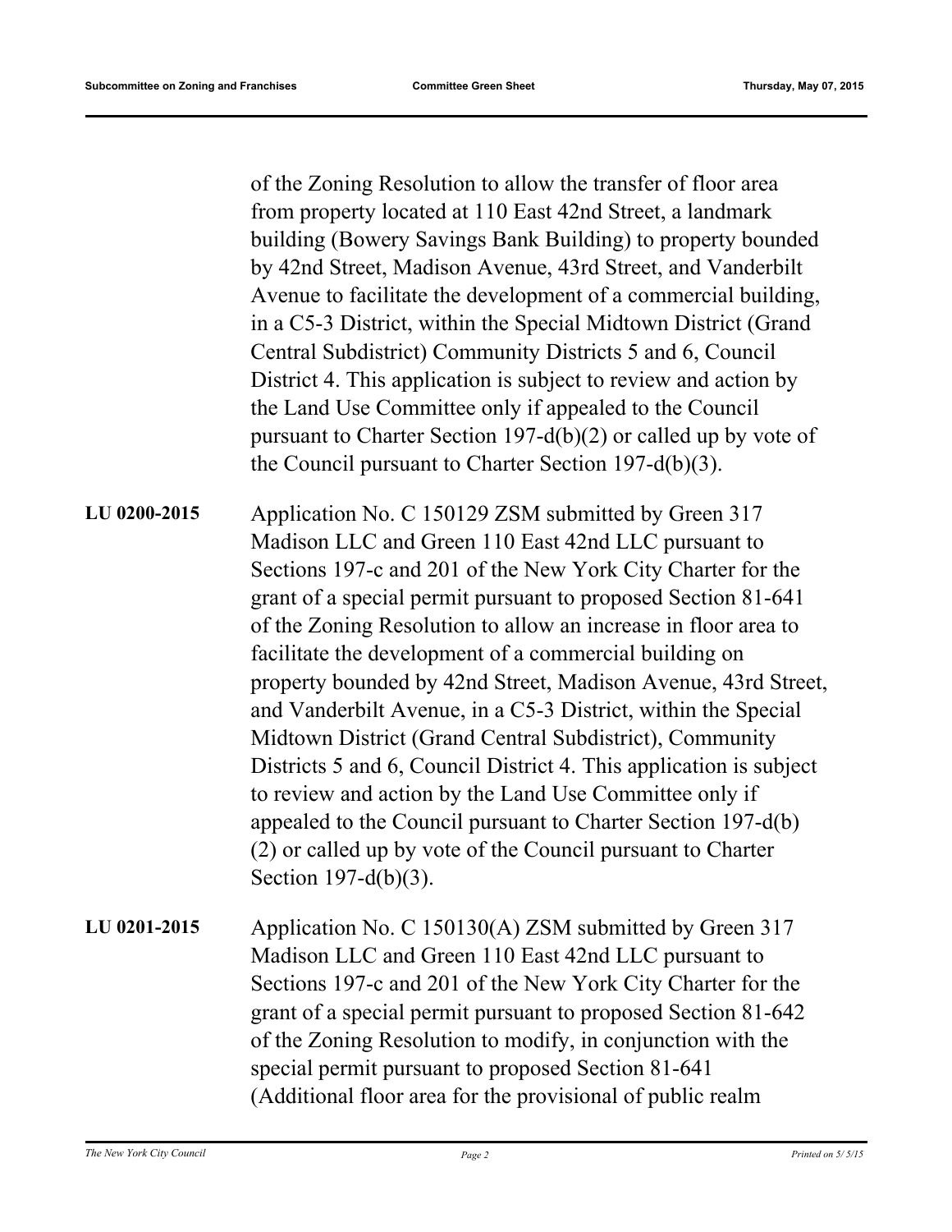of the Zoning Resolution to allow the transfer of floor area from property located at 110 East 42nd Street, a landmark building (Bowery Savings Bank Building) to property bounded by 42nd Street, Madison Avenue, 43rd Street, and Vanderbilt Avenue to facilitate the development of a commercial building, in a C5-3 District, within the Special Midtown District (Grand Central Subdistrict) Community Districts 5 and 6, Council District 4. This application is subject to review and action by the Land Use Committee only if appealed to the Council pursuant to Charter Section 197-d(b)(2) or called up by vote of the Council pursuant to Charter Section 197-d(b)(3).

**LU 0200-2015** Application No. C 150129 ZSM submitted by Green 317 Madison LLC and Green 110 East 42nd LLC pursuant to Sections 197-c and 201 of the New York City Charter for the grant of a special permit pursuant to proposed Section 81-641 of the Zoning Resolution to allow an increase in floor area to facilitate the development of a commercial building on property bounded by 42nd Street, Madison Avenue, 43rd Street, and Vanderbilt Avenue, in a C5-3 District, within the Special Midtown District (Grand Central Subdistrict), Community Districts 5 and 6, Council District 4. This application is subject to review and action by the Land Use Committee only if appealed to the Council pursuant to Charter Section 197-d(b)(2) or called up by vote of the Council pursuant to Charter Section 197-d(b)(3).

**LU 0201-2015** Application No. C 150130(A) ZSM submitted by Green 317 Madison LLC and Green 110 East 42nd LLC pursuant to Sections 197-c and 201 of the New York City Charter for the grant of a special permit pursuant to proposed Section 81-642 of the Zoning Resolution to modify, in conjunction with the special permit pursuant to proposed Section 81-641 (Additional floor area for the provisional of public realm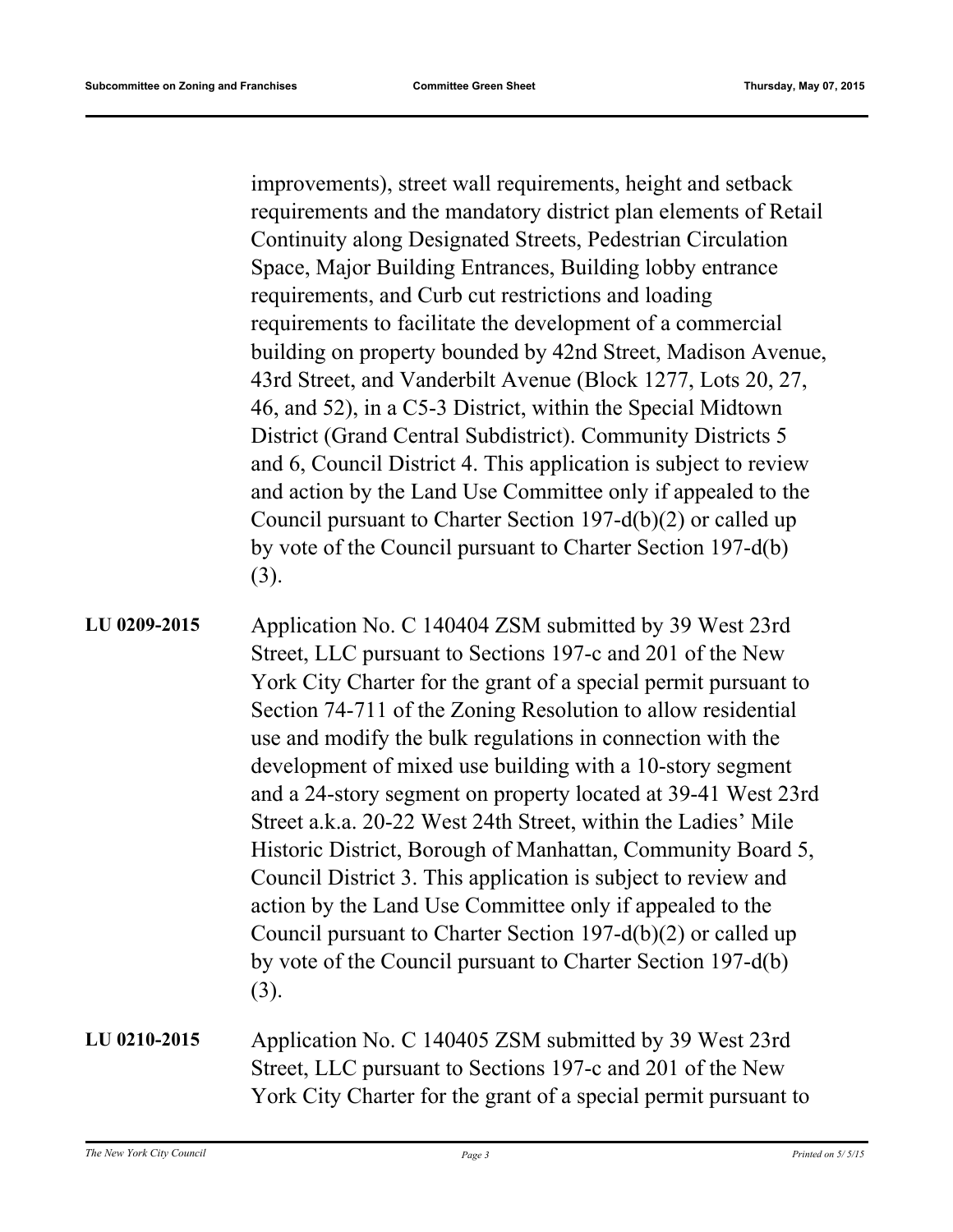improvements), street wall requirements, height and setback requirements and the mandatory district plan elements of Retail Continuity along Designated Streets, Pedestrian Circulation Space, Major Building Entrances, Building lobby entrance requirements, and Curb cut restrictions and loading requirements to facilitate the development of a commercial building on property bounded by 42nd Street, Madison Avenue, 43rd Street, and Vanderbilt Avenue (Block 1277, Lots 20, 27, 46, and 52), in a C5-3 District, within the Special Midtown District (Grand Central Subdistrict). Community Districts 5 and 6, Council District 4. This application is subject to review and action by the Land Use Committee only if appealed to the Council pursuant to Charter Section 197-d(b)(2) or called up by vote of the Council pursuant to Charter Section 197-d(b)(3).

**LU 0209-2015** Application No. C 140404 ZSM submitted by 39 West 23rd Street, LLC pursuant to Sections 197-c and 201 of the New York City Charter for the grant of a special permit pursuant to Section 74-711 of the Zoning Resolution to allow residential use and modify the bulk regulations in connection with the development of mixed use building with a 10-story segment and a 24-story segment on property located at 39-41 West 23rd Street a.k.a. 20-22 West 24th Street, within the Ladies' Mile Historic District, Borough of Manhattan, Community Board 5, Council District 3. This application is subject to review and action by the Land Use Committee only if appealed to the Council pursuant to Charter Section 197-d(b)(2) or called up by vote of the Council pursuant to Charter Section 197-d(b)(3).

**LU 0210-2015** Application No. C 140405 ZSM submitted by 39 West 23rd Street, LLC pursuant to Sections 197-c and 201 of the New York City Charter for the grant of a special permit pursuant to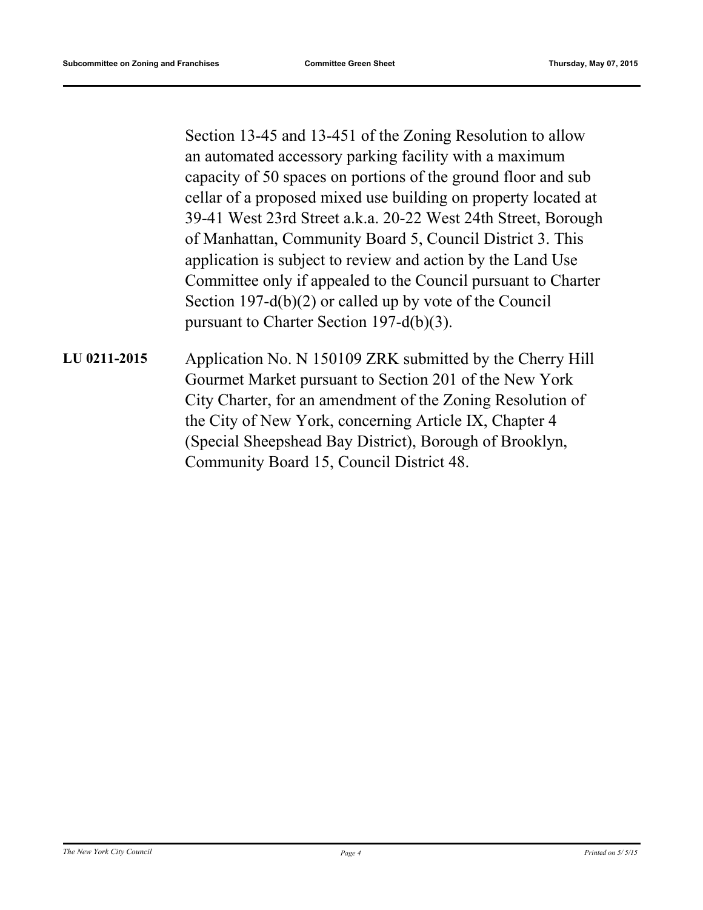Section 13-45 and 13-451 of the Zoning Resolution to allow an automated accessory parking facility with a maximum capacity of 50 spaces on portions of the ground floor and sub cellar of a proposed mixed use building on property located at 39-41 West 23rd Street a.k.a. 20-22 West 24th Street, Borough of Manhattan, Community Board 5, Council District 3. This application is subject to review and action by the Land Use Committee only if appealed to the Council pursuant to Charter Section 197-d(b)(2) or called up by vote of the Council pursuant to Charter Section 197-d(b)(3).

**LU 0211-2015** Application No. N 150109 ZRK submitted by the Cherry Hill Gourmet Market pursuant to Section 201 of the New York City Charter, for an amendment of the Zoning Resolution of the City of New York, concerning Article IX, Chapter 4 (Special Sheepshead Bay District), Borough of Brooklyn, Community Board 15, Council District 48.